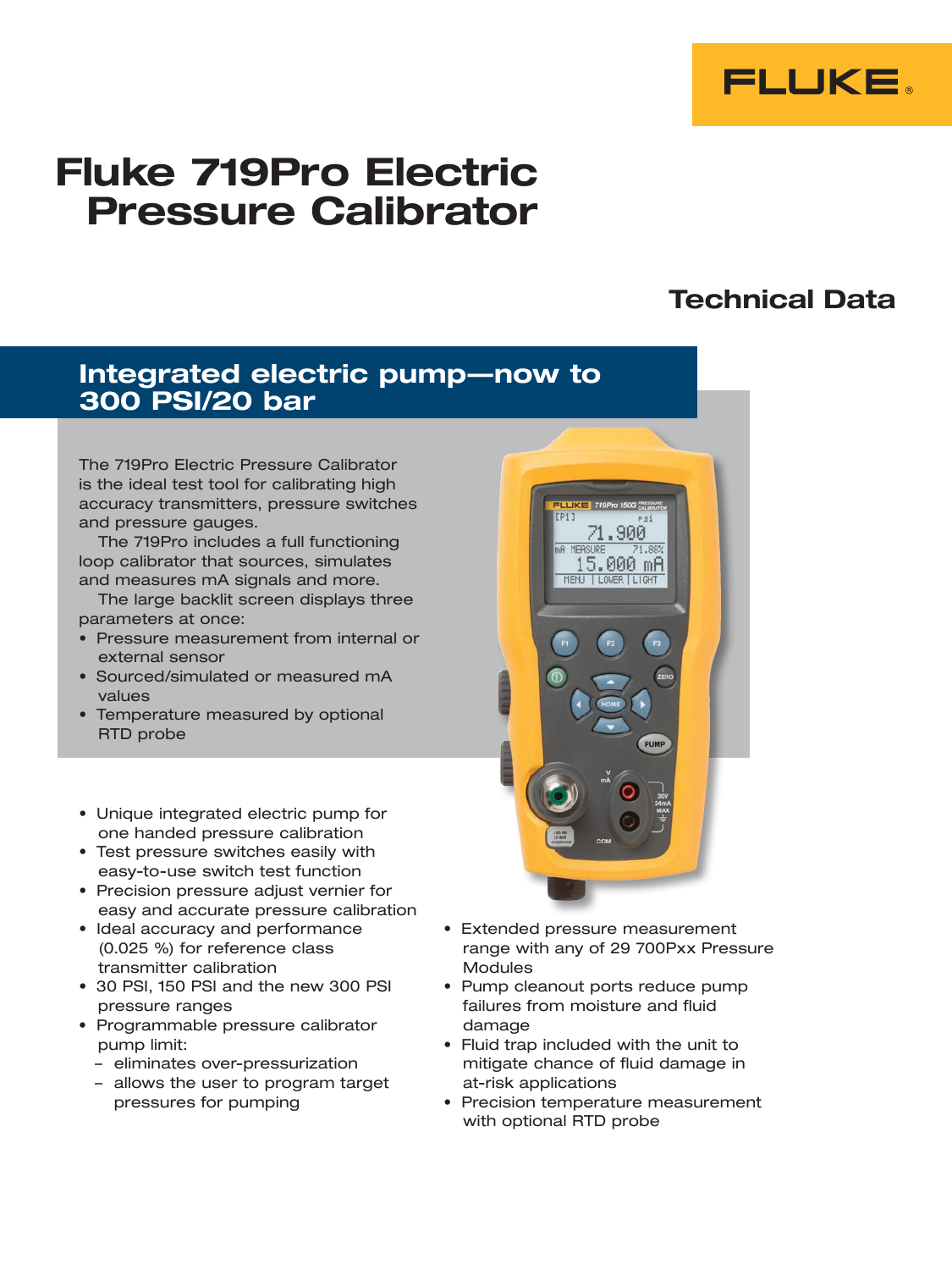FLUKE

# Fluke 719Pro Electric Pressure Calibrator

## Technical Data

## Integrated electric pump—now to 300 PSI/20 bar

The 719Pro Electric Pressure Calibrator is the ideal test tool for calibrating high accuracy transmitters, pressure switches and pressure gauges.

The 719Pro includes a full functioning loop calibrator that sources, simulates and measures mA signals and more.

The large backlit screen displays three parameters at once:

- Pressure measurement from internal or external sensor
- Sourced/simulated or measured mA values
- Temperature measured by optional RTD probe

- Unique integrated electric pump for one handed pressure calibration
- Test pressure switches easily with easy-to-use switch test function
- Precision pressure adjust vernier for easy and accurate pressure calibration
- Ideal accuracy and performance (0.025 %) for reference class transmitter calibration
- 30 PSI, 150 PSI and the new 300 PSI pressure ranges
- Programmable pressure calibrator pump limit:
  - eliminates over-pressurization
  - allows the user to program target pressures for pumping
- Extended pressure measurement range with any of 29 700Pxx Pressure Modules
- Pump cleanout ports reduce pump failures from moisture and fluid damage
- Fluid trap included with the unit to mitigate chance of fluid damage in at-risk applications
- Precision temperature measurement with optional RTD probe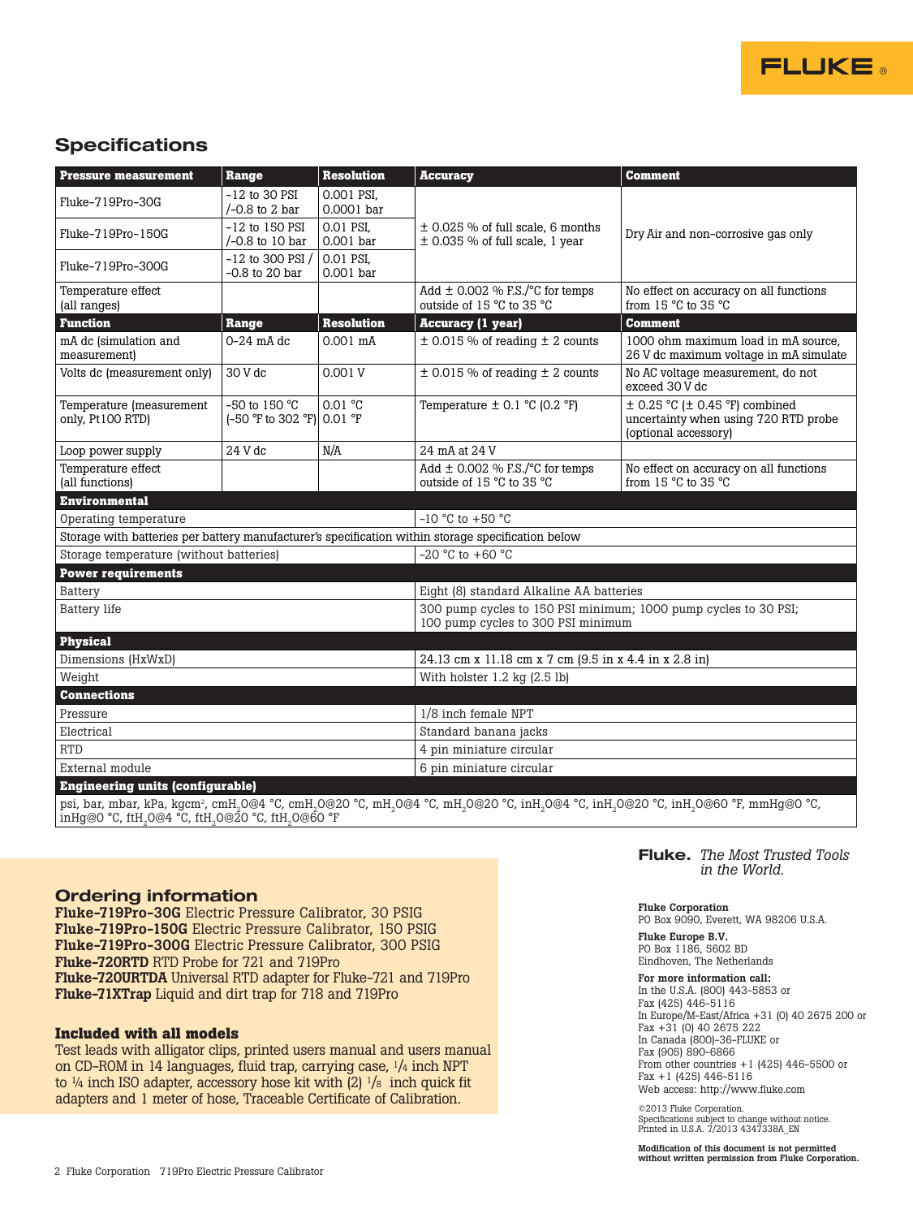## Specifications

| Pressure measurement | Range | Resolution | Accuracy | Comment |
|---|---|---|---|---|
| Fluke-719Pro-30G | -12 to 30 PSI /-0.8 to 2 bar | 0.001 PSI, 0.0001 bar | ± 0.025 % of full scale, 6 months<br>± 0.035 % of full scale, 1 year | Dry Air and non-corrosive gas only |
| Fluke-719Pro-150G | -12 to 150 PSI /-0.8 to 10 bar | 0.01 PSI, 0.001 bar | | |
| Fluke-719Pro-300G | -12 to 300 PSI / -0.8 to 20 bar | 0.01 PSI, 0.001 bar | | |
| Temperature effect (all ranges) | | | Add ± 0.002 % F.S./°C for temps outside of 15 °C to 35 °C | No effect on accuracy on all functions from 15 °C to 35 °C |
| **Function** | **Range** | **Resolution** | **Accuracy (1 year)** | **Comment** |
| mA dc (simulation and measurement) | 0-24 mA dc | 0.001 mA | ± 0.015 % of reading ± 2 counts | 1000 ohm maximum load in mA source, 26 V dc maximum voltage in mA simulate |
| Volts dc (measurement only) | 30 V dc | 0.001 V | ± 0.015 % of reading ± 2 counts | No AC voltage measurement, do not exceed 30 V dc |
| Temperature (measurement only, Pt100 RTD) | -50 to 150 °C (-50 °F to 302 °F) | 0.01 °C 0.01 °F | Temperature ± 0.1 °C (0.2 °F) | ± 0.25 °C (± 0.45 °F) combined uncertainty when using 720 RTD probe (optional accessory) |
| Loop power supply | 24 V dc | N/A | 24 mA at 24 V | |
| Temperature effect (all functions) | | | Add ± 0.002 % F.S./°C for temps outside of 15 °C to 35 °C | No effect on accuracy on all functions from 15 °C to 35 °C |

| **Environmental** | |
|---|---|
| Operating temperature | -10 °C to +50 °C |
| Storage with batteries per battery manufacturer's specification within storage specification below | |
| Storage temperature (without batteries) | -20 °C to +60 °C |
| **Power requirements** | |
| Battery | Eight (8) standard Alkaline AA batteries |
| Battery life | 300 pump cycles to 150 PSI minimum; 1000 pump cycles to 30 PSI; 100 pump cycles to 300 PSI minimum |
| **Physical** | |
| Dimensions (HxWxD) | 24.13 cm x 11.18 cm x 7 cm (9.5 in x 4.4 in x 2.8 in) |
| Weight | With holster 1.2 kg (2.5 lb) |
| **Connections** | |
| Pressure | 1/8 inch female NPT |
| Electrical | Standard banana jacks |
| RTD | 4 pin miniature circular |
| External module | 6 pin miniature circular |

**Engineering units (configurable)**

psi, bar, mbar, kPa, kgcm$^2$, cm$H_2O$@4 °C, cm$H_2O$@20 °C, m$H_2O$@4 °C, m$H_2O$@20 °C, in$H_2O$@4 °C, in$H_2O$@20 °C, in$H_2O$@60 °F, mmHg@0 °C, inHg@0 °C, ft$H_2O$@4 °C, ft$H_2O$@20 °C, ft$H_2O$@60 °F

## Ordering information

**Fluke-719Pro-30G** Electric Pressure Calibrator, 30 PSIG
**Fluke-719Pro-150G** Electric Pressure Calibrator, 150 PSIG
**Fluke-719Pro-300G** Electric Pressure Calibrator, 300 PSIG
**Fluke-720RTD** RTD Probe for 721 and 719Pro
**Fluke-720URTDA** Universal RTD adapter for Fluke-721 and 719Pro
**Fluke-71XTrap** Liquid and dirt trap for 718 and 719Pro

### Included with all models

Test leads with alligator clips, printed users manual and users manual on CD-ROM in 14 languages, fluid trap, carrying case, 1/4 inch NPT to 1/4 inch ISO adapter, accessory hose kit with (2) 1/8 inch quick fit adapters and 1 meter of hose, Traceable Certificate of Calibration.

**Fluke.** *The Most Trusted Tools in the World.*

**Fluke Corporation**
PO Box 9090, Everett, WA 98206 U.S.A.

**Fluke Europe B.V.**
PO Box 1186, 5602 BD
Eindhoven, The Netherlands

**For more information call:**
In the U.S.A. (800) 443-5853 or
Fax (425) 446-5116
In Europe/M-East/Africa +31 (0) 40 2675 200 or
Fax +31 (0) 40 2675 222
In Canada (800)-36-FLUKE or
Fax (905) 890-6866
From other countries +1 (425) 446-5500 or
Fax +1 (425) 446-5116
Web access: http://www.fluke.com

©2013 Fluke Corporation.
Specifications subject to change without notice.
Printed in U.S.A. 7/2013 4347338A_EN

**Modification of this document is not permitted without written permission from Fluke Corporation.**